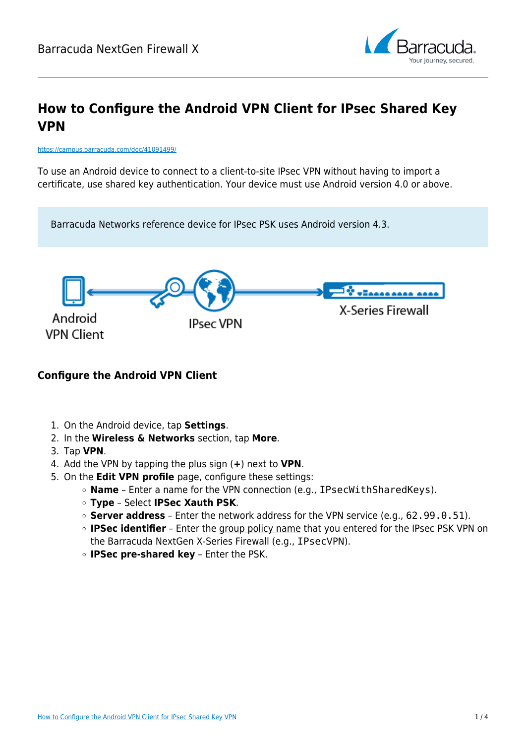# How to Configure the Android VPN Client for IPsec Shared Key VPN

https://campus.barracuda.com/doc/41091499/

To use an Android device to connect to a client-to-site IPsec VPN without having to import a certificate, use shared key authentication. Your device must use Android version 4.0 or above.

Barracuda Networks reference device for IPsec PSK uses Android version 4.3.

## Configure the Android VPN Client

1. On the Android device, tap **Settings**.
2. In the **Wireless & Networks** section, tap **More**.
3. Tap **VPN**.
4. Add the VPN by tapping the plus sign (**+**) next to **VPN**.
5. On the **Edit VPN profile** page, configure these settings:
   - **Name** – Enter a name for the VPN connection (e.g., `IPsecWithSharedKeys`).
   - **Type** – Select **IPSec Xauth PSK**.
   - **Server address** – Enter the network address for the VPN service (e.g., `62.99.0.51`).
   - **IPSec identifier** – Enter the group policy name that you entered for the IPsec PSK VPN on the Barracuda NextGen X-Series Firewall (e.g., `IPsecVPN`).
   - **IPSec pre-shared key** – Enter the PSK.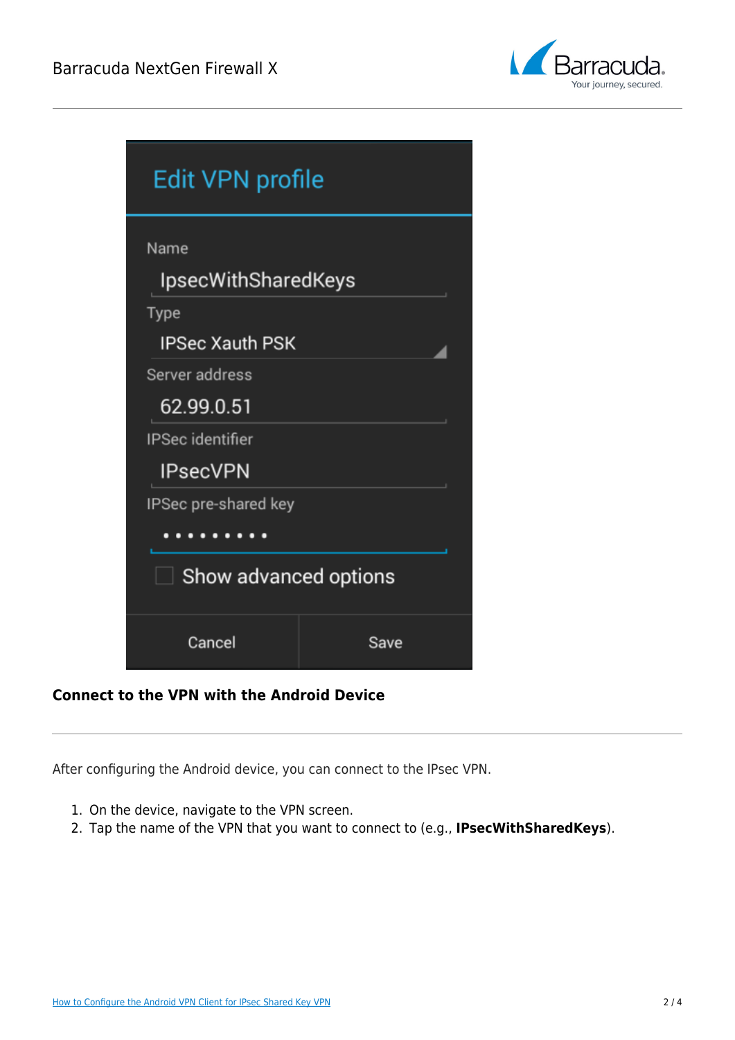### Connect to the VPN with the Android Device

After configuring the Android device, you can connect to the IPsec VPN.

1. On the device, navigate to the VPN screen.
2. Tap the name of the VPN that you want to connect to (e.g., **IPsecWithSharedKeys**).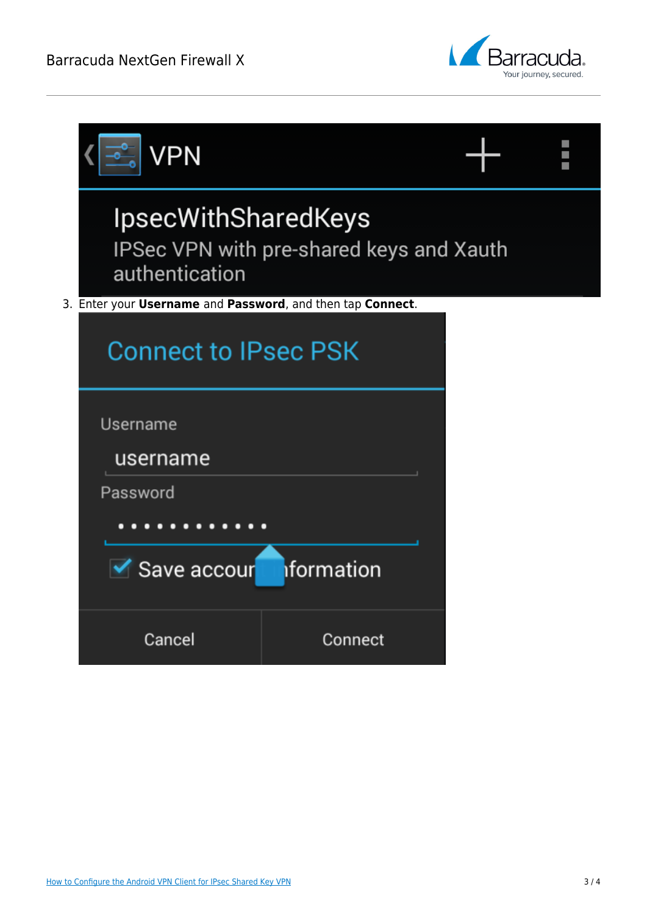3. Enter your **Username** and **Password**, and then tap **Connect**.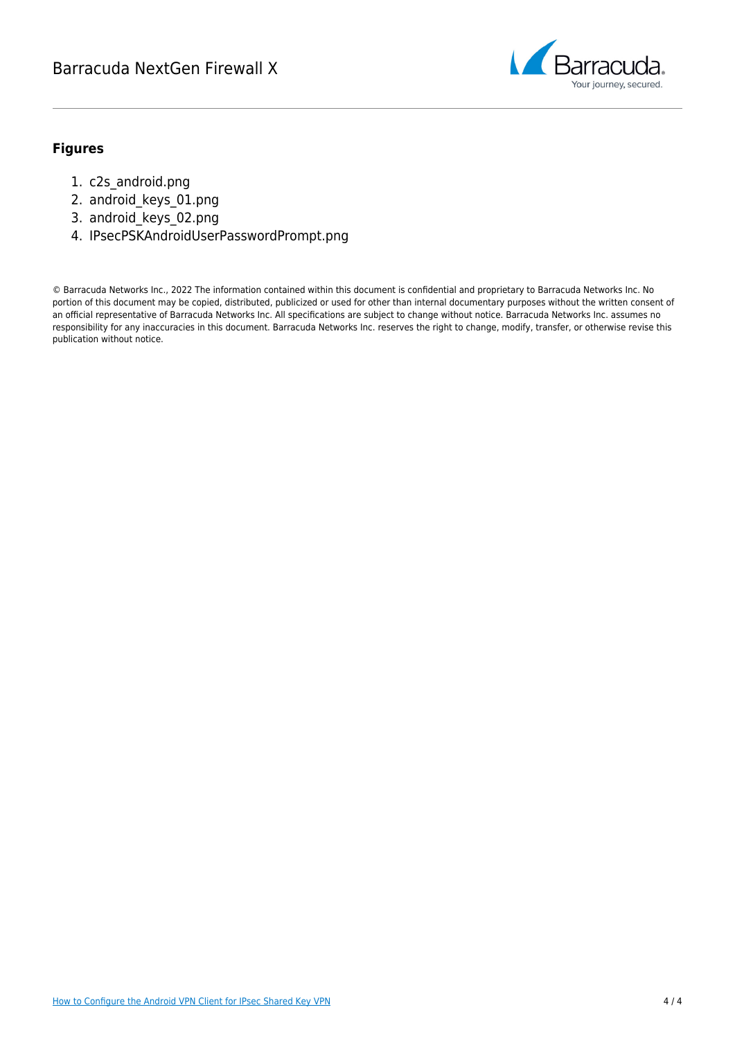## Figures

1. c2s_android.png
2. android_keys_01.png
3. android_keys_02.png
4. IPsecPSKAndroidUserPasswordPrompt.png

© Barracuda Networks Inc., 2022 The information contained within this document is confidential and proprietary to Barracuda Networks Inc. No portion of this document may be copied, distributed, publicized or used for other than internal documentary purposes without the written consent of an official representative of Barracuda Networks Inc. All specifications are subject to change without notice. Barracuda Networks Inc. assumes no responsibility for any inaccuracies in this document. Barracuda Networks Inc. reserves the right to change, modify, transfer, or otherwise revise this publication without notice.